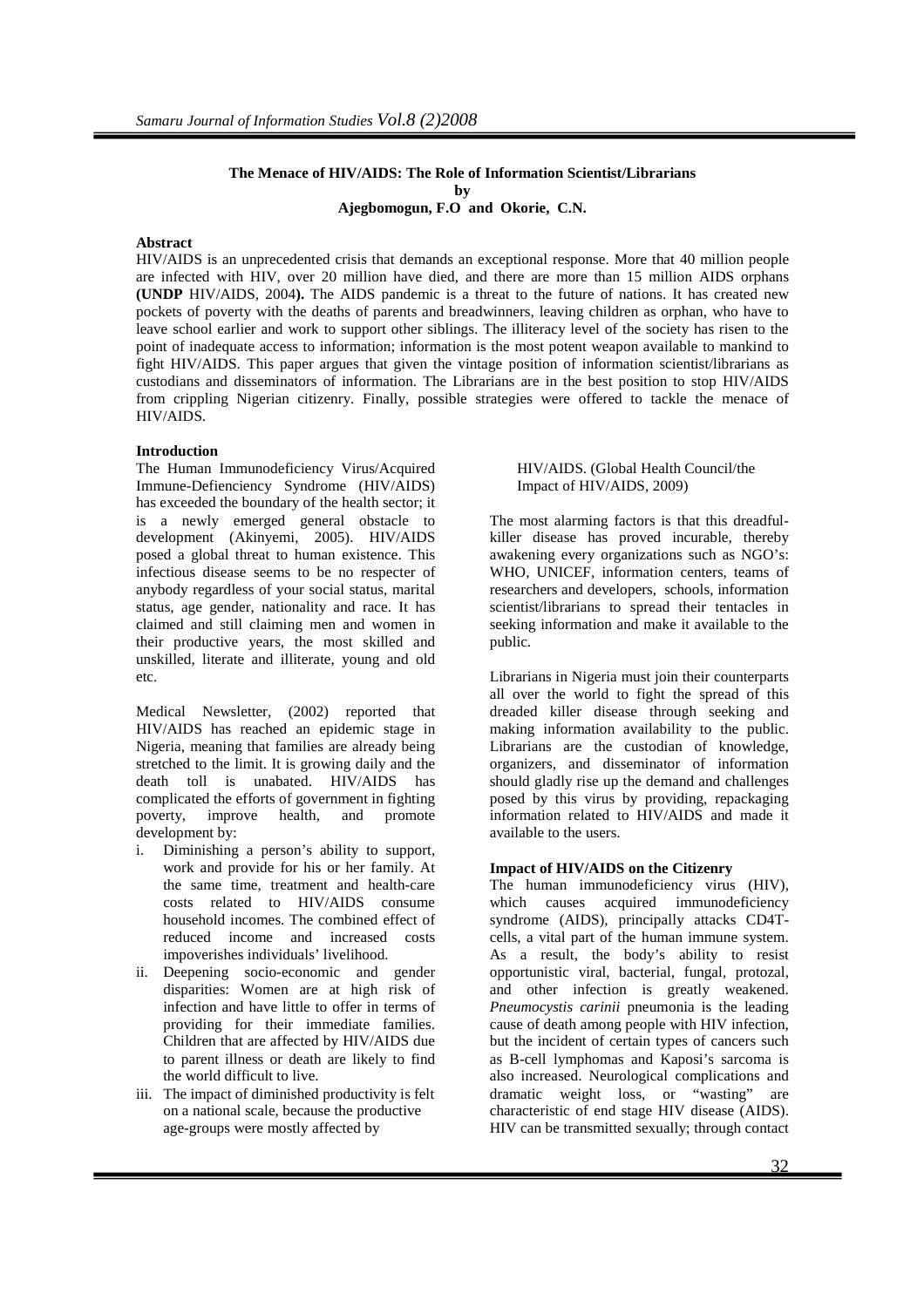# The Menace of HIV/AIDS: The Role of Information Scientist/Librarians

**by**

**Ajegbomogun, F.O and Okorie, C.N.**

## Abstract

HIV/AIDS is an unprecedented crisis that demands an exceptional response. More that 40 million people are infected with HIV, over 20 million have died, and there are more than 15 million AIDS orphans **(UNDP** HIV/AIDS, 2004**).** The AIDS pandemic is a threat to the future of nations. It has created new pockets of poverty with the deaths of parents and breadwinners, leaving children as orphan, who have to leave school earlier and work to support other siblings. The illiteracy level of the society has risen to the point of inadequate access to information; information is the most potent weapon available to mankind to fight HIV/AIDS. This paper argues that given the vintage position of information scientist/librarians as custodians and disseminators of information. The Librarians are in the best position to stop HIV/AIDS from crippling Nigerian citizenry. Finally, possible strategies were offered to tackle the menace of HIV/AIDS.

## Introduction

The Human Immunodeficiency Virus/Acquired Immune-Defienciency Syndrome (HIV/AIDS) has exceeded the boundary of the health sector; it is a newly emerged general obstacle to development (Akinyemi, 2005). HIV/AIDS posed a global threat to human existence. This infectious disease seems to be no respecter of anybody regardless of your social status, marital status, age gender, nationality and race. It has claimed and still claiming men and women in their productive years, the most skilled and unskilled, literate and illiterate, young and old etc.

Medical Newsletter, (2002) reported that HIV/AIDS has reached an epidemic stage in Nigeria, meaning that families are already being stretched to the limit. It is growing daily and the death toll is unabated. HIV/AIDS has complicated the efforts of government in fighting poverty, improve health, and promote development by:

i. Diminishing a person's ability to support, work and provide for his or her family. At the same time, treatment and health-care costs related to HIV/AIDS consume household incomes. The combined effect of reduced income and increased costs impoverishes individuals' livelihood.
ii. Deepening socio-economic and gender disparities: Women are at high risk of infection and have little to offer in terms of providing for their immediate families. Children that are affected by HIV/AIDS due to parent illness or death are likely to find the world difficult to live.
iii. The impact of diminished productivity is felt on a national scale, because the productive age-groups were mostly affected by HIV/AIDS. (Global Health Council/the Impact of HIV/AIDS, 2009)

The most alarming factors is that this dreadful-killer disease has proved incurable, thereby awakening every organizations such as NGO's: WHO, UNICEF, information centers, teams of researchers and developers, schools, information scientist/librarians to spread their tentacles in seeking information and make it available to the public.

Librarians in Nigeria must join their counterparts all over the world to fight the spread of this dreaded killer disease through seeking and making information availability to the public. Librarians are the custodian of knowledge, organizers, and disseminator of information should gladly rise up the demand and challenges posed by this virus by providing, repackaging information related to HIV/AIDS and made it available to the users.

## Impact of HIV/AIDS on the Citizenry

The human immunodeficiency virus (HIV), which causes acquired immunodeficiency syndrome (AIDS), principally attacks CD4T-cells, a vital part of the human immune system. As a result, the body's ability to resist opportunistic viral, bacterial, fungal, protozal, and other infection is greatly weakened. *Pneumocystis carinii* pneumonia is the leading cause of death among people with HIV infection, but the incident of certain types of cancers such as B-cell lymphomas and Kaposi's sarcoma is also increased. Neurological complications and dramatic weight loss, or "wasting" are characteristic of end stage HIV disease (AIDS). HIV can be transmitted sexually; through contact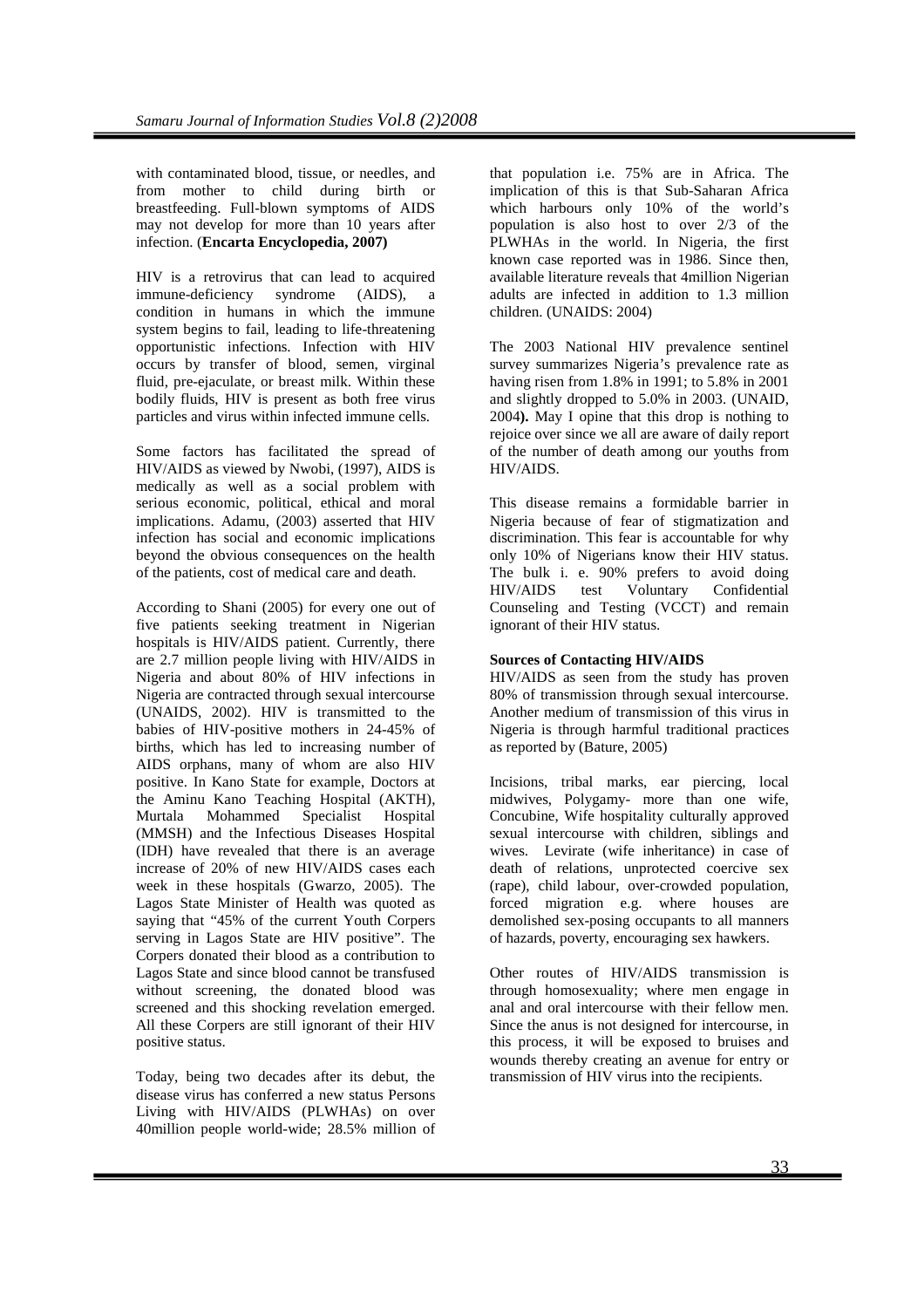with contaminated blood, tissue, or needles, and from mother to child during birth or breastfeeding. Full-blown symptoms of AIDS may not develop for more than 10 years after infection. (**Encarta Encyclopedia, 2007)**

HIV is a retrovirus that can lead to acquired immune-deficiency syndrome (AIDS), a condition in humans in which the immune system begins to fail, leading to life-threatening opportunistic infections. Infection with HIV occurs by transfer of blood, semen, virginal fluid, pre-ejaculate, or breast milk. Within these bodily fluids, HIV is present as both free virus particles and virus within infected immune cells.

Some factors has facilitated the spread of HIV/AIDS as viewed by Nwobi, (1997), AIDS is medically as well as a social problem with serious economic, political, ethical and moral implications. Adamu, (2003) asserted that HIV infection has social and economic implications beyond the obvious consequences on the health of the patients, cost of medical care and death.

According to Shani (2005) for every one out of five patients seeking treatment in Nigerian hospitals is HIV/AIDS patient. Currently, there are 2.7 million people living with HIV/AIDS in Nigeria and about 80% of HIV infections in Nigeria are contracted through sexual intercourse (UNAIDS, 2002). HIV is transmitted to the babies of HIV-positive mothers in 24-45% of births, which has led to increasing number of AIDS orphans, many of whom are also HIV positive. In Kano State for example, Doctors at the Aminu Kano Teaching Hospital (AKTH), Murtala Mohammed Specialist Hospital (MMSH) and the Infectious Diseases Hospital (IDH) have revealed that there is an average increase of 20% of new HIV/AIDS cases each week in these hospitals (Gwarzo, 2005). The Lagos State Minister of Health was quoted as saying that "45% of the current Youth Corpers serving in Lagos State are HIV positive". The Corpers donated their blood as a contribution to Lagos State and since blood cannot be transfused without screening, the donated blood was screened and this shocking revelation emerged. All these Corpers are still ignorant of their HIV positive status.

Today, being two decades after its debut, the disease virus has conferred a new status Persons Living with HIV/AIDS (PLWHAs) on over 40million people world-wide; 28.5% million of that population i.e. 75% are in Africa. The implication of this is that Sub-Saharan Africa which harbours only 10% of the world's population is also host to over 2/3 of the PLWHAs in the world. In Nigeria, the first known case reported was in 1986. Since then, available literature reveals that 4million Nigerian adults are infected in addition to 1.3 million children. (UNAIDS: 2004)

The 2003 National HIV prevalence sentinel survey summarizes Nigeria's prevalence rate as having risen from 1.8% in 1991; to 5.8% in 2001 and slightly dropped to 5.0% in 2003. (UNAID, 2004**).** May I opine that this drop is nothing to rejoice over since we all are aware of daily report of the number of death among our youths from HIV/AIDS.

This disease remains a formidable barrier in Nigeria because of fear of stigmatization and discrimination. This fear is accountable for why only 10% of Nigerians know their HIV status. The bulk i. e. 90% prefers to avoid doing HIV/AIDS test Voluntary Confidential Counseling and Testing (VCCT) and remain ignorant of their HIV status.

**Sources of Contacting HIV/AIDS**

HIV/AIDS as seen from the study has proven 80% of transmission through sexual intercourse. Another medium of transmission of this virus in Nigeria is through harmful traditional practices as reported by (Bature, 2005)

Incisions, tribal marks, ear piercing, local midwives, Polygamy- more than one wife, Concubine, Wife hospitality culturally approved sexual intercourse with children, siblings and wives. Levirate (wife inheritance) in case of death of relations, unprotected coercive sex (rape), child labour, over-crowded population, forced migration e.g. where houses are demolished sex-posing occupants to all manners of hazards, poverty, encouraging sex hawkers.

Other routes of HIV/AIDS transmission is through homosexuality; where men engage in anal and oral intercourse with their fellow men. Since the anus is not designed for intercourse, in this process, it will be exposed to bruises and wounds thereby creating an avenue for entry or transmission of HIV virus into the recipients.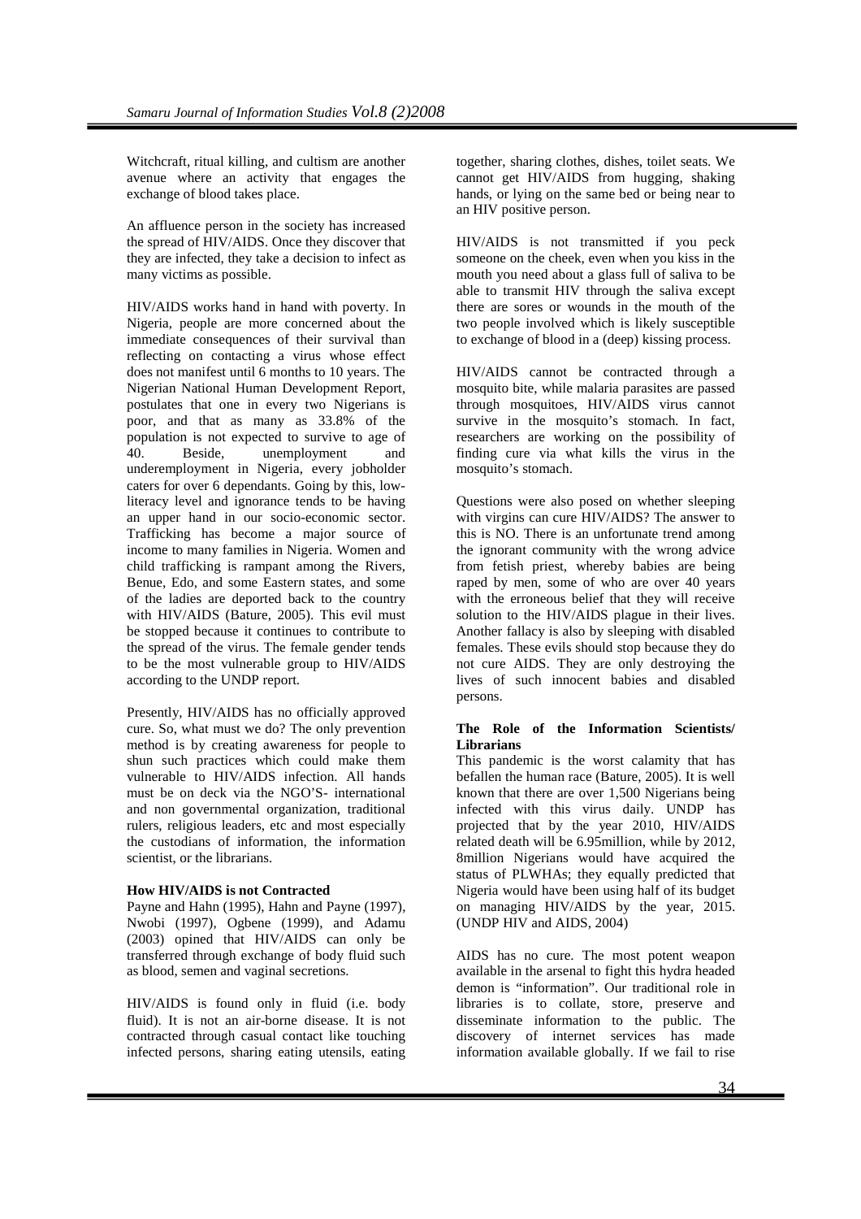Witchcraft, ritual killing, and cultism are another avenue where an activity that engages the exchange of blood takes place.

An affluence person in the society has increased the spread of HIV/AIDS. Once they discover that they are infected, they take a decision to infect as many victims as possible.

HIV/AIDS works hand in hand with poverty. In Nigeria, people are more concerned about the immediate consequences of their survival than reflecting on contacting a virus whose effect does not manifest until 6 months to 10 years. The Nigerian National Human Development Report, postulates that one in every two Nigerians is poor, and that as many as 33.8% of the population is not expected to survive to age of 40. Beside, unemployment and underemployment in Nigeria, every jobholder caters for over 6 dependants. Going by this, low-literacy level and ignorance tends to be having an upper hand in our socio-economic sector. Trafficking has become a major source of income to many families in Nigeria. Women and child trafficking is rampant among the Rivers, Benue, Edo, and some Eastern states, and some of the ladies are deported back to the country with HIV/AIDS (Bature, 2005). This evil must be stopped because it continues to contribute to the spread of the virus. The female gender tends to be the most vulnerable group to HIV/AIDS according to the UNDP report.

Presently, HIV/AIDS has no officially approved cure. So, what must we do? The only prevention method is by creating awareness for people to shun such practices which could make them vulnerable to HIV/AIDS infection. All hands must be on deck via the NGO'S- international and non governmental organization, traditional rulers, religious leaders, etc and most especially the custodians of information, the information scientist, or the librarians.

**How HIV/AIDS is not Contracted**

Payne and Hahn (1995), Hahn and Payne (1997), Nwobi (1997), Ogbene (1999), and Adamu (2003) opined that HIV/AIDS can only be transferred through exchange of body fluid such as blood, semen and vaginal secretions.

HIV/AIDS is found only in fluid (i.e. body fluid). It is not an air-borne disease. It is not contracted through casual contact like touching infected persons, sharing eating utensils, eating together, sharing clothes, dishes, toilet seats. We cannot get HIV/AIDS from hugging, shaking hands, or lying on the same bed or being near to an HIV positive person.

HIV/AIDS is not transmitted if you peck someone on the cheek, even when you kiss in the mouth you need about a glass full of saliva to be able to transmit HIV through the saliva except there are sores or wounds in the mouth of the two people involved which is likely susceptible to exchange of blood in a (deep) kissing process.

HIV/AIDS cannot be contracted through a mosquito bite, while malaria parasites are passed through mosquitoes, HIV/AIDS virus cannot survive in the mosquito's stomach. In fact, researchers are working on the possibility of finding cure via what kills the virus in the mosquito's stomach.

Questions were also posed on whether sleeping with virgins can cure HIV/AIDS? The answer to this is NO. There is an unfortunate trend among the ignorant community with the wrong advice from fetish priest, whereby babies are being raped by men, some of who are over 40 years with the erroneous belief that they will receive solution to the HIV/AIDS plague in their lives. Another fallacy is also by sleeping with disabled females. These evils should stop because they do not cure AIDS. They are only destroying the lives of such innocent babies and disabled persons.

**The Role of the Information Scientists/ Librarians**

This pandemic is the worst calamity that has befallen the human race (Bature, 2005). It is well known that there are over 1,500 Nigerians being infected with this virus daily. UNDP has projected that by the year 2010, HIV/AIDS related death will be 6.95million, while by 2012, 8million Nigerians would have acquired the status of PLWHAs; they equally predicted that Nigeria would have been using half of its budget on managing HIV/AIDS by the year, 2015. (UNDP HIV and AIDS, 2004)

AIDS has no cure. The most potent weapon available in the arsenal to fight this hydra headed demon is "information". Our traditional role in libraries is to collate, store, preserve and disseminate information to the public. The discovery of internet services has made information available globally. If we fail to rise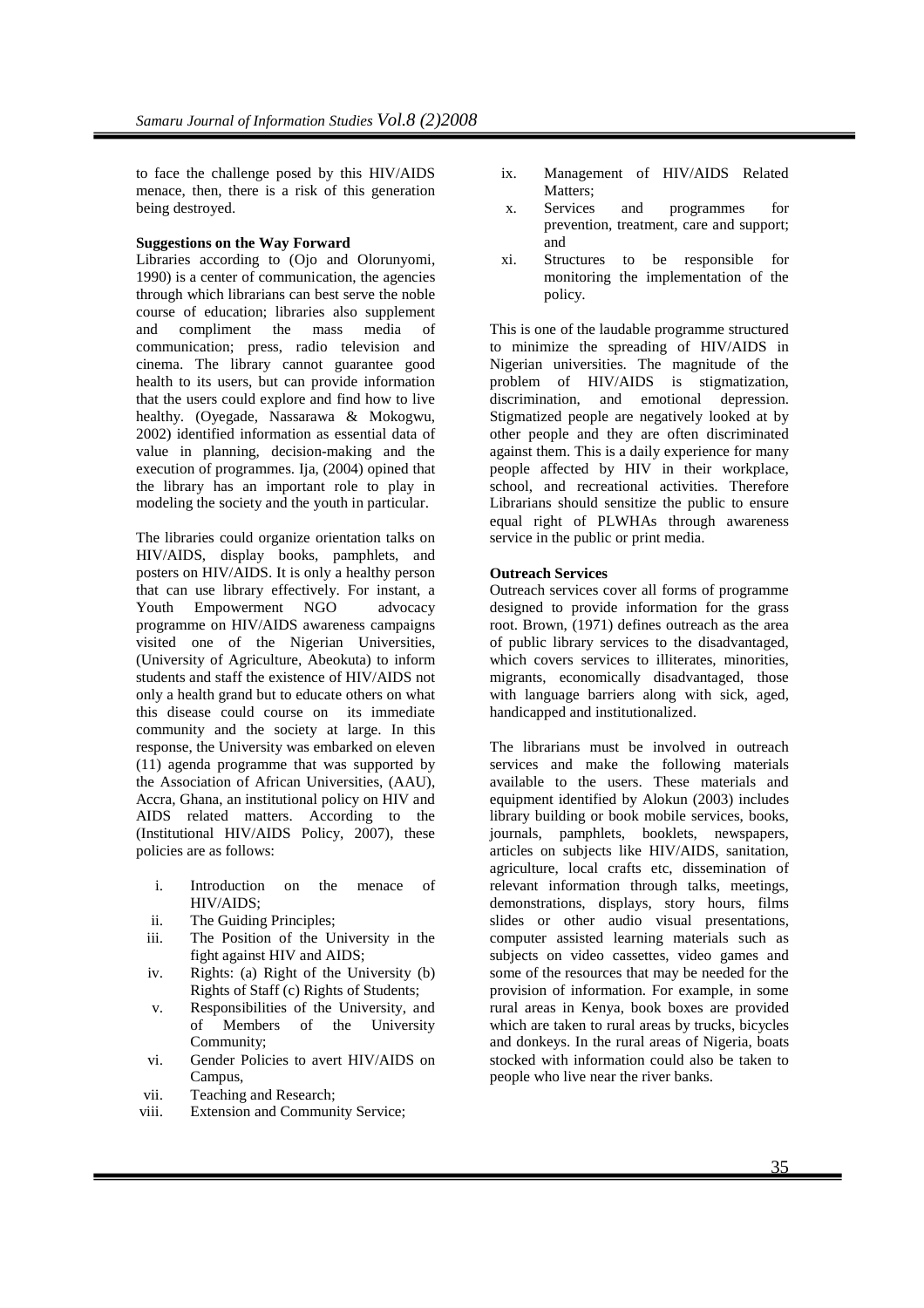to face the challenge posed by this HIV/AIDS menace, then, there is a risk of this generation being destroyed.

**Suggestions on the Way Forward**

Libraries according to (Ojo and Olorunyomi, 1990) is a center of communication, the agencies through which librarians can best serve the noble course of education; libraries also supplement and compliment the mass media of communication; press, radio television and cinema. The library cannot guarantee good health to its users, but can provide information that the users could explore and find how to live healthy. (Oyegade, Nassarawa & Mokogwu, 2002) identified information as essential data of value in planning, decision-making and the execution of programmes. Ija, (2004) opined that the library has an important role to play in modeling the society and the youth in particular.

The libraries could organize orientation talks on HIV/AIDS, display books, pamphlets, and posters on HIV/AIDS. It is only a healthy person that can use library effectively. For instant, a Youth Empowerment NGO advocacy programme on HIV/AIDS awareness campaigns visited one of the Nigerian Universities, (University of Agriculture, Abeokuta) to inform students and staff the existence of HIV/AIDS not only a health grand but to educate others on what this disease could course on its immediate community and the society at large. In this response, the University was embarked on eleven (11) agenda programme that was supported by the Association of African Universities, (AAU), Accra, Ghana, an institutional policy on HIV and AIDS related matters. According to the (Institutional HIV/AIDS Policy, 2007), these policies are as follows:

i. Introduction on the menace of HIV/AIDS;
ii. The Guiding Principles;
iii. The Position of the University in the fight against HIV and AIDS;
iv. Rights: (a) Right of the University (b) Rights of Staff (c) Rights of Students;
v. Responsibilities of the University, and of Members of the University Community;
vi. Gender Policies to avert HIV/AIDS on Campus,
vii. Teaching and Research;
viii. Extension and Community Service;
ix. Management of HIV/AIDS Related Matters;
x. Services and programmes for prevention, treatment, care and support; and
xi. Structures to be responsible for monitoring the implementation of the policy.

This is one of the laudable programme structured to minimize the spreading of HIV/AIDS in Nigerian universities. The magnitude of the problem of HIV/AIDS is stigmatization, discrimination, and emotional depression. Stigmatized people are negatively looked at by other people and they are often discriminated against them. This is a daily experience for many people affected by HIV in their workplace, school, and recreational activities. Therefore Librarians should sensitize the public to ensure equal right of PLWHAs through awareness service in the public or print media.

**Outreach Services**

Outreach services cover all forms of programme designed to provide information for the grass root. Brown, (1971) defines outreach as the area of public library services to the disadvantaged, which covers services to illiterates, minorities, migrants, economically disadvantaged, those with language barriers along with sick, aged, handicapped and institutionalized.

The librarians must be involved in outreach services and make the following materials available to the users. These materials and equipment identified by Alokun (2003) includes library building or book mobile services, books, journals, pamphlets, booklets, newspapers, articles on subjects like HIV/AIDS, sanitation, agriculture, local crafts etc, dissemination of relevant information through talks, meetings, demonstrations, displays, story hours, films slides or other audio visual presentations, computer assisted learning materials such as subjects on video cassettes, video games and some of the resources that may be needed for the provision of information. For example, in some rural areas in Kenya, book boxes are provided which are taken to rural areas by trucks, bicycles and donkeys. In the rural areas of Nigeria, boats stocked with information could also be taken to people who live near the river banks.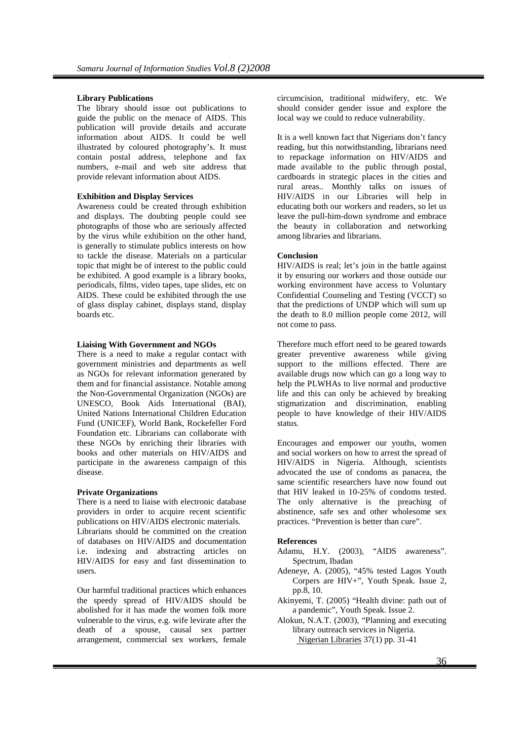**Library Publications**

The library should issue out publications to guide the public on the menace of AIDS. This publication will provide details and accurate information about AIDS. It could be well illustrated by coloured photography's. It must contain postal address, telephone and fax numbers, e-mail and web site address that provide relevant information about AIDS.

**Exhibition and Display Services**

Awareness could be created through exhibition and displays. The doubting people could see photographs of those who are seriously affected by the virus while exhibition on the other hand, is generally to stimulate publics interests on how to tackle the disease. Materials on a particular topic that might be of interest to the public could be exhibited. A good example is a library books, periodicals, films, video tapes, tape slides, etc on AIDS. These could be exhibited through the use of glass display cabinet, displays stand, display boards etc.

**Liaising With Government and NGOs**

There is a need to make a regular contact with government ministries and departments as well as NGOs for relevant information generated by them and for financial assistance. Notable among the Non-Governmental Organization (NGOs) are UNESCO, Book Aids International (BAI), United Nations International Children Education Fund (UNICEF), World Bank, Rockefeller Ford Foundation etc. Librarians can collaborate with these NGOs by enriching their libraries with books and other materials on HIV/AIDS and participate in the awareness campaign of this disease.

**Private Organizations**

There is a need to liaise with electronic database providers in order to acquire recent scientific publications on HIV/AIDS electronic materials.
Librarians should be committed on the creation of databases on HIV/AIDS and documentation i.e. indexing and abstracting articles on HIV/AIDS for easy and fast dissemination to users.

Our harmful traditional practices which enhances the speedy spread of HIV/AIDS should be abolished for it has made the women folk more vulnerable to the virus, e.g. wife levirate after the death of a spouse, causal sex partner arrangement, commercial sex workers, female circumcision, traditional midwifery, etc. We should consider gender issue and explore the local way we could to reduce vulnerability.

It is a well known fact that Nigerians don't fancy reading, but this notwithstanding, librarians need to repackage information on HIV/AIDS and made available to the public through postal, cardboards in strategic places in the cities and rural areas.. Monthly talks on issues of HIV/AIDS in our Libraries will help in educating both our workers and readers, so let us leave the pull-him-down syndrome and embrace the beauty in collaboration and networking among libraries and librarians.

**Conclusion**

HIV/AIDS is real; let's join in the battle against it by ensuring our workers and those outside our working environment have access to Voluntary Confidential Counseling and Testing (VCCT) so that the predictions of UNDP which will sum up the death to 8.0 million people come 2012, will not come to pass.

Therefore much effort need to be geared towards greater preventive awareness while giving support to the millions effected. There are available drugs now which can go a long way to help the PLWHAs to live normal and productive life and this can only be achieved by breaking stigmatization and discrimination, enabling people to have knowledge of their HIV/AIDS status.

Encourages and empower our youths, women and social workers on how to arrest the spread of HIV/AIDS in Nigeria. Although, scientists advocated the use of condoms as panacea, the same scientific researchers have now found out that HIV leaked in 10-25% of condoms tested. The only alternative is the preaching of abstinence, safe sex and other wholesome sex practices. "Prevention is better than cure".

**References**

Adamu, H.Y. (2003), "AIDS awareness". Spectrum, Ibadan

Adeneye, A. (2005), "45% tested Lagos Youth Corpers are HIV+", Youth Speak. Issue 2, pp.8, 10.

Akinyemi, T. (2005) "Health divine: path out of a pandemic", Youth Speak. Issue 2.

Alokun, N.A.T. (2003), "Planning and executing library outreach services in Nigeria. Nigerian Libraries 37(1) pp. 31-41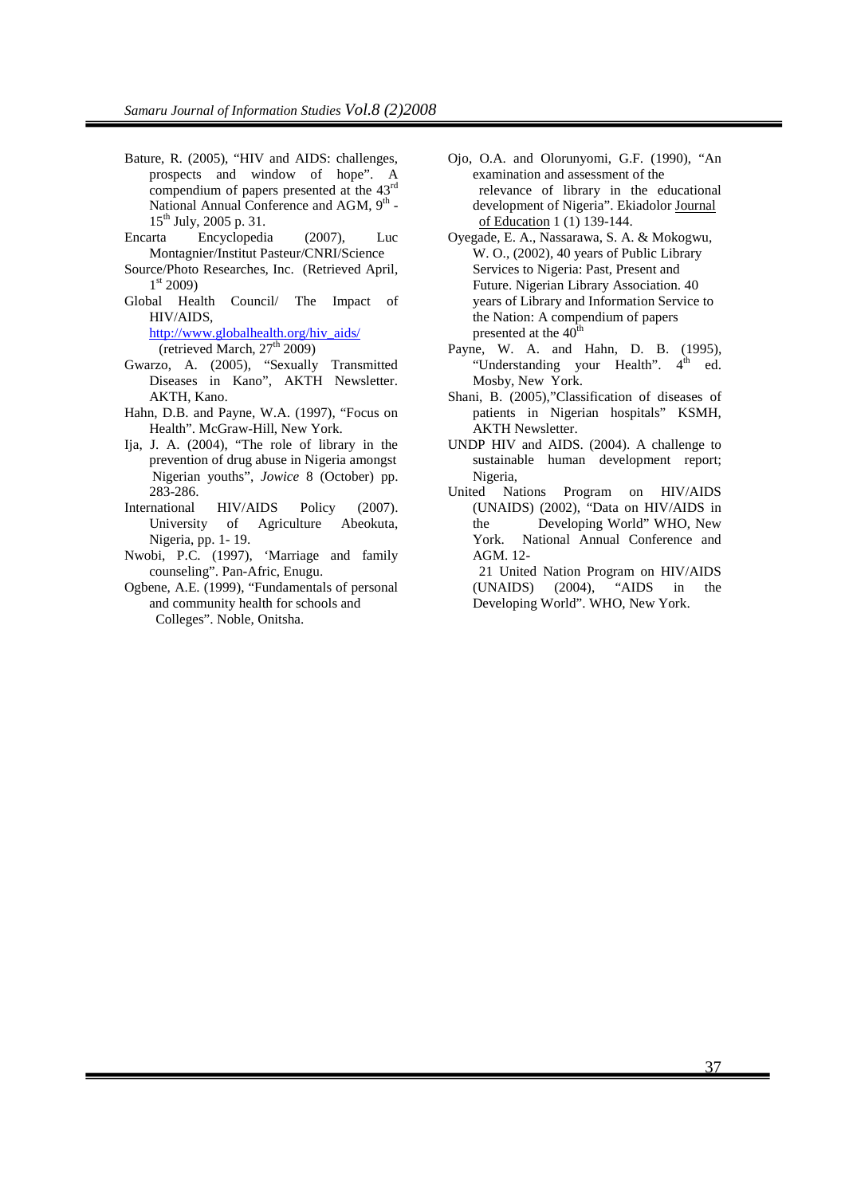Bature, R. (2005), "HIV and AIDS: challenges, prospects and window of hope". A compendium of papers presented at the 43rd National Annual Conference and AGM, 9th - 15th July, 2005 p. 31.

Encarta Encyclopedia (2007), Luc Montagnier/Institut Pasteur/CNRI/Science

Source/Photo Researches, Inc. (Retrieved April, 1st 2009)

Global Health Council/ The Impact of HIV/AIDS, http://www.globalhealth.org/hiv_aids/ (retrieved March, 27th 2009)

Gwarzo, A. (2005), "Sexually Transmitted Diseases in Kano", AKTH Newsletter. AKTH, Kano.

Hahn, D.B. and Payne, W.A. (1997), "Focus on Health". McGraw-Hill, New York.

Ija, J. A. (2004), "The role of library in the prevention of drug abuse in Nigeria amongst Nigerian youths", *Jowice* 8 (October) pp. 283-286.

International HIV/AIDS Policy (2007). University of Agriculture Abeokuta, Nigeria, pp. 1- 19.

Nwobi, P.C. (1997), 'Marriage and family counseling". Pan-Afric, Enugu.

Ogbene, A.E. (1999), "Fundamentals of personal and community health for schools and Colleges". Noble, Onitsha.

Ojo, O.A. and Olorunyomi, G.F. (1990), "An examination and assessment of the relevance of library in the educational development of Nigeria". Ekiadolor Journal of Education 1 (1) 139-144.

Oyegade, E. A., Nassarawa, S. A. & Mokogwu, W. O., (2002), 40 years of Public Library Services to Nigeria: Past, Present and Future. Nigerian Library Association. 40 years of Library and Information Service to the Nation: A compendium of papers presented at the 40th

Payne, W. A. and Hahn, D. B. (1995), "Understanding your Health". 4th ed. Mosby, New York.

Shani, B. (2005),"Classification of diseases of patients in Nigerian hospitals" KSMH, AKTH Newsletter.

UNDP HIV and AIDS. (2004). A challenge to sustainable human development report; Nigeria,

United Nations Program on HIV/AIDS (UNAIDS) (2002), "Data on HIV/AIDS in the Developing World" WHO, New York. National Annual Conference and AGM. 12-

21 United Nation Program on HIV/AIDS (UNAIDS) (2004), "AIDS in the Developing World". WHO, New York.